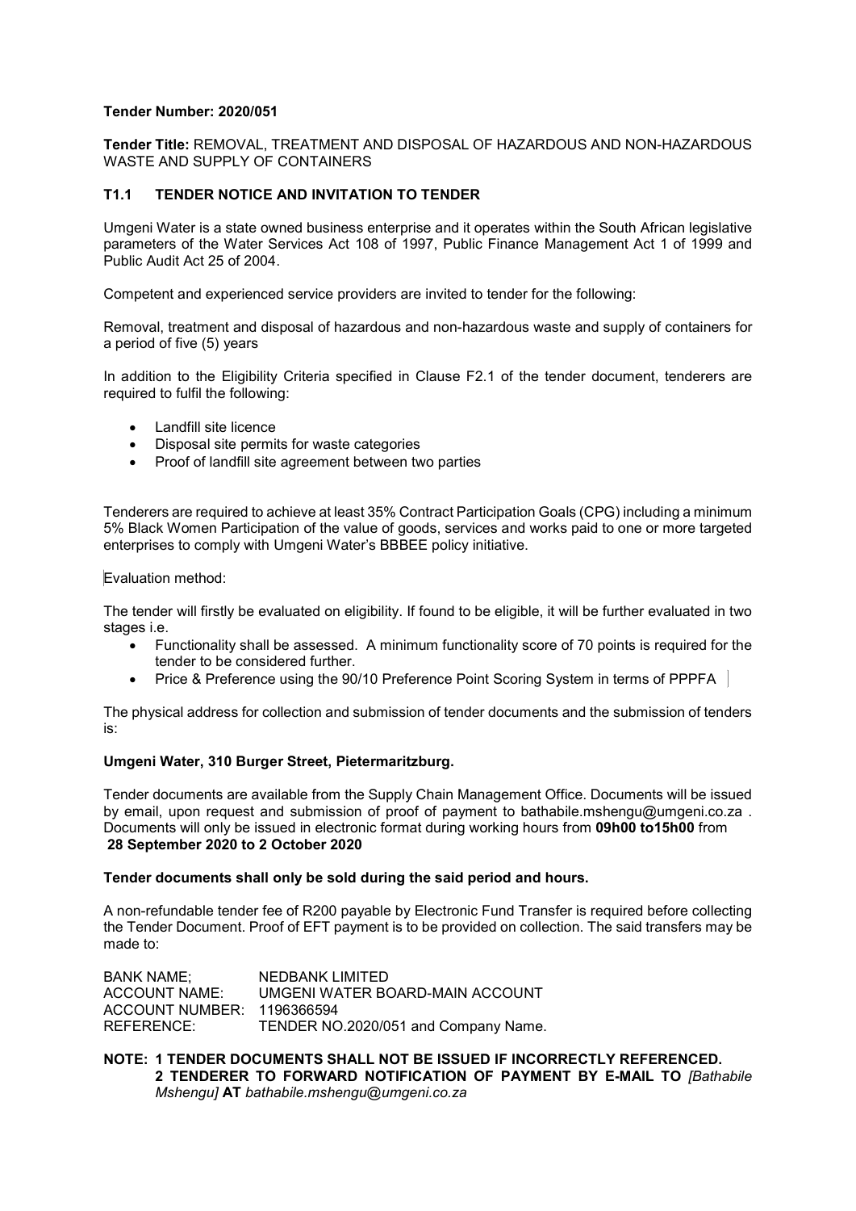**Tender Number: 2020/051**

**Tender Title:** REMOVAL, TREATMENT AND DISPOSAL OF HAZARDOUS AND NON-HAZARDOUS WASTE AND SUPPLY OF CONTAINERS

## T1.1 TENDER NOTICE AND INVITATION TO TENDER

Umgeni Water is a state owned business enterprise and it operates within the South African legislative parameters of the Water Services Act 108 of 1997, Public Finance Management Act 1 of 1999 and Public Audit Act 25 of 2004.

Competent and experienced service providers are invited to tender for the following:

Removal, treatment and disposal of hazardous and non-hazardous waste and supply of containers for a period of five (5) years

In addition to the Eligibility Criteria specified in Clause F2.1 of the tender document, tenderers are required to fulfil the following:

- Landfill site licence
- Disposal site permits for waste categories
- Proof of landfill site agreement between two parties

Tenderers are required to achieve at least 35% Contract Participation Goals (CPG) including a minimum 5% Black Women Participation of the value of goods, services and works paid to one or more targeted enterprises to comply with Umgeni Water's BBBEE policy initiative.

Evaluation method:

The tender will firstly be evaluated on eligibility. If found to be eligible, it will be further evaluated in two stages i.e.

- Functionality shall be assessed. A minimum functionality score of 70 points is required for the tender to be considered further.
- Price & Preference using the 90/10 Preference Point Scoring System in terms of PPPFA

The physical address for collection and submission of tender documents and the submission of tenders is:

**Umgeni Water, 310 Burger Street, Pietermaritzburg.**

Tender documents are available from the Supply Chain Management Office. Documents will be issued by email, upon request and submission of proof of payment to bathabile.mshengu@umgeni.co.za . Documents will only be issued in electronic format during working hours from **09h00 to15h00** from **28 September 2020 to 2 October 2020**

**Tender documents shall only be sold during the said period and hours.**

A non-refundable tender fee of R200 payable by Electronic Fund Transfer is required before collecting the Tender Document. Proof of EFT payment is to be provided on collection. The said transfers may be made to:

BANK NAME; NEDBANK LIMITED
ACCOUNT NAME: UMGENI WATER BOARD-MAIN ACCOUNT
ACCOUNT NUMBER: 1196366594
REFERENCE: TENDER NO.2020/051 and Company Name.

**NOTE: 1 TENDER DOCUMENTS SHALL NOT BE ISSUED IF INCORRECTLY REFERENCED.**
**2 TENDERER TO FORWARD NOTIFICATION OF PAYMENT BY E-MAIL TO** *[Bathabile Mshengu]* **AT** *bathabile.mshengu@umgeni.co.za*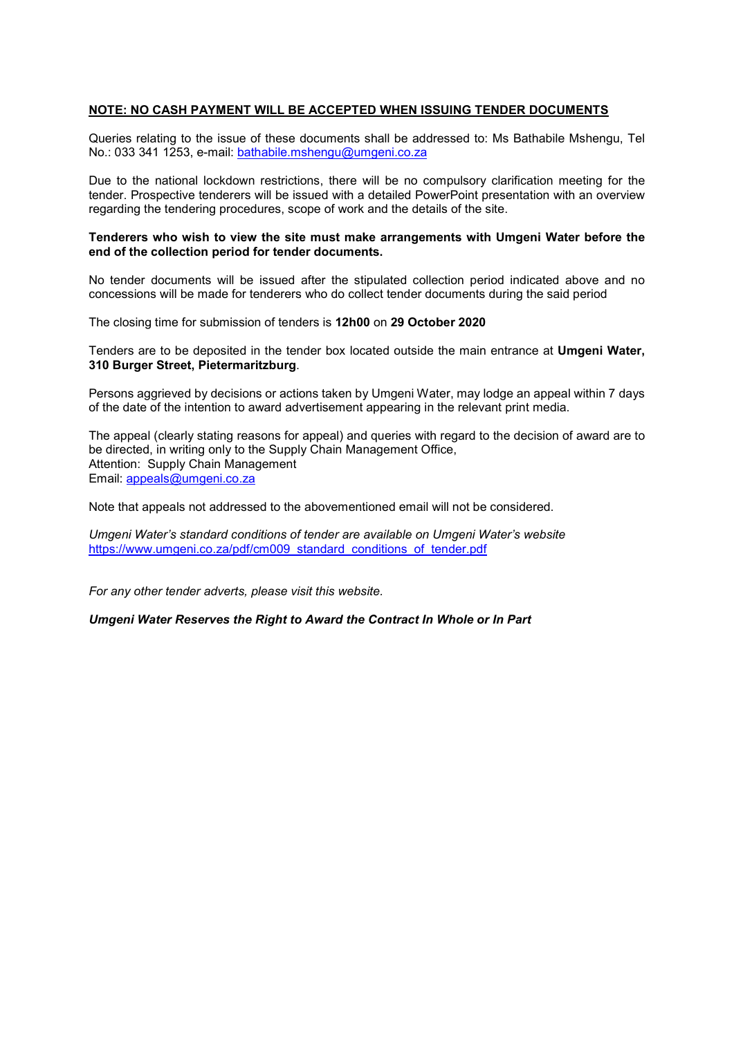**NOTE: NO CASH PAYMENT WILL BE ACCEPTED WHEN ISSUING TENDER DOCUMENTS**

Queries relating to the issue of these documents shall be addressed to: Ms Bathabile Mshengu, Tel No.: 033 341 1253, e-mail: bathabile.mshengu@umgeni.co.za

Due to the national lockdown restrictions, there will be no compulsory clarification meeting for the tender. Prospective tenderers will be issued with a detailed PowerPoint presentation with an overview regarding the tendering procedures, scope of work and the details of the site.

**Tenderers who wish to view the site must make arrangements with Umgeni Water before the end of the collection period for tender documents.**

No tender documents will be issued after the stipulated collection period indicated above and no concessions will be made for tenderers who do collect tender documents during the said period

The closing time for submission of tenders is **12h00** on **29 October 2020**

Tenders are to be deposited in the tender box located outside the main entrance at **Umgeni Water, 310 Burger Street, Pietermaritzburg**.

Persons aggrieved by decisions or actions taken by Umgeni Water, may lodge an appeal within 7 days of the date of the intention to award advertisement appearing in the relevant print media.

The appeal (clearly stating reasons for appeal) and queries with regard to the decision of award are to be directed, in writing only to the Supply Chain Management Office,
Attention: Supply Chain Management
Email: appeals@umgeni.co.za

Note that appeals not addressed to the abovementioned email will not be considered.

*Umgeni Water's standard conditions of tender are available on Umgeni Water's website* https://www.umgeni.co.za/pdf/cm009_standard_conditions_of_tender.pdf

*For any other tender adverts, please visit this website.*

***Umgeni Water Reserves the Right to Award the Contract In Whole or In Part***